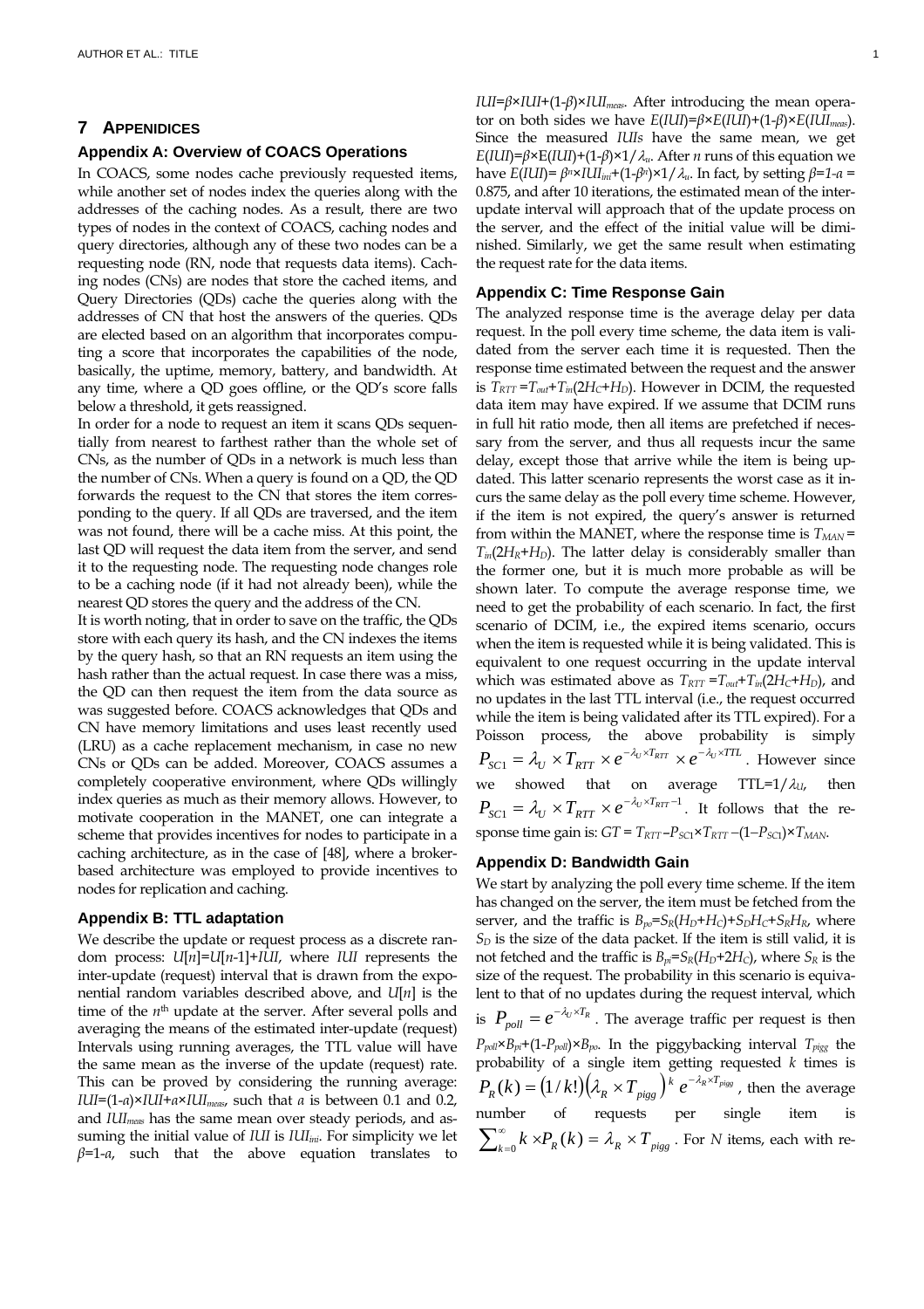## 7 Appenidices

### Appendix A: Overview of COACS Operations

In COACS, some nodes cache previously requested items, while another set of nodes index the queries along with the addresses of the caching nodes. As a result, there are two types of nodes in the context of COACS, caching nodes and query directories, although any of these two nodes can be a requesting node (RN, node that requests data items). Caching nodes (CNs) are nodes that store the cached items, and Query Directories (QDs) cache the queries along with the addresses of CN that host the answers of the queries. QDs are elected based on an algorithm that incorporates computing a score that incorporates the capabilities of the node, basically, the uptime, memory, battery, and bandwidth. At any time, where a QD goes offline, or the QD's score falls below a threshold, it gets reassigned.

In order for a node to request an item it scans QDs sequentially from nearest to farthest rather than the whole set of CNs, as the number of QDs in a network is much less than the number of CNs. When a query is found on a QD, the QD forwards the request to the CN that stores the item corresponding to the query. If all QDs are traversed, and the item was not found, there will be a cache miss. At this point, the last QD will request the data item from the server, and send it to the requesting node. The requesting node changes role to be a caching node (if it had not already been), while the nearest QD stores the query and the address of the CN.

It is worth noting, that in order to save on the traffic, the QDs store with each query its hash, and the CN indexes the items by the query hash, so that an RN requests an item using the hash rather than the actual request. In case there was a miss, the QD can then request the item from the data source as was suggested before. COACS acknowledges that QDs and CN have memory limitations and uses least recently used (LRU) as a cache replacement mechanism, in case no new CNs or QDs can be added. Moreover, COACS assumes a completely cooperative environment, where QDs willingly index queries as much as their memory allows. However, to motivate cooperation in the MANET, one can integrate a scheme that provides incentives for nodes to participate in a caching architecture, as in the case of [48], where a broker-based architecture was employed to provide incentives to nodes for replication and caching.

### Appendix B: TTL adaptation

We describe the update or request process as a discrete random process: $U[n]=U[n-1]+IUI$, where $IUI$ represents the inter-update (request) interval that is drawn from the exponential random variables described above, and $U[n]$ is the time of the $n^{th}$ update at the server. After several polls and averaging the means of the estimated inter-update (request) Intervals using running averages, the TTL value will have the same mean as the inverse of the update (request) rate. This can be proved by considering the running average: $IUI=(1-a)\times IUI+a\times IUI_{meas}$, such that $a$ is between 0.1 and 0.2, and $IUI_{meas}$ has the same mean over steady periods, and assuming the initial value of $IUI$ is $IUI_{ini}$. For simplicity we let $\beta=1-a$, such that the above equation translates to $IUI=\beta\times IUI+(1-\beta)\times IUI_{meas}$. After introducing the mean operator on both sides we have $E(IUI)=\beta\times E(IUI)+(1-\beta)\times E(IUI_{meas})$. Since the measured $IUIs$ have the same mean, we get $E(IUI)=\beta\times E(IUI)+(1-\beta)\times 1/\lambda_u$. After $n$ runs of this equation we have $E(IUI)=\beta^n\times IUI_{ini}+(1-\beta^n)\times 1/\lambda_u$. In fact, by setting $\beta=1-a=0.875$, and after 10 iterations, the estimated mean of the inter-update interval will approach that of the update process on the server, and the effect of the initial value will be diminished. Similarly, we get the same result when estimating the request rate for the data items.

### Appendix C: Time Response Gain

The analyzed response time is the average delay per data request. In the poll every time scheme, the data item is validated from the server each time it is requested. Then the response time estimated between the request and the answer is $T_{RTT}=T_{out}+T_{in}(2H_C+H_D)$. However in DCIM, the requested data item may have expired. If we assume that DCIM runs in full hit ratio mode, then all items are prefetched if necessary from the server, and thus all requests incur the same delay, except those that arrive while the item is being updated. This latter scenario represents the worst case as it incurs the same delay as the poll every time scheme. However, if the item is not expired, the query's answer is returned from within the MANET, where the response time is $T_{MAN}=T_{in}(2H_R+H_D)$. The latter delay is considerably smaller than the former one, but it is much more probable as will be shown later. To compute the average response time, we need to get the probability of each scenario. In fact, the first scenario of DCIM, i.e., the expired items scenario, occurs when the item is requested while it is being validated. This is equivalent to one request occurring in the update interval which was estimated above as $T_{RTT}=T_{out}+T_{in}(2H_C+H_D)$, and no updates in the last TTL interval (i.e., the request occurred while the item is being validated after its TTL expired). For a Poisson process, the above probability is simply $P_{SC1}=\lambda_U\times T_{RTT}\times e^{-\lambda_U\times T_{RTT}}\times e^{-\lambda_U\times TTL}$. However since we showed that on average $TTL=1/\lambda_U$, then $P_{SC1}=\lambda_U\times T_{RTT}\times e^{-\lambda_U\times T_{RTT}-1}$. It follows that the response time gain is: $GT=T_{RTT}-P_{SC1}\times T_{RTT}-(1-P_{SC1})\times T_{MAN}$.

### Appendix D: Bandwidth Gain

We start by analyzing the poll every time scheme. If the item has changed on the server, the item must be fetched from the server, and the traffic is $B_{po}=S_R(H_D+H_C)+S_DH_C+S_RH_R$, where $S_D$ is the size of the data packet. If the item is still valid, it is not fetched and the traffic is $B_{pi}=S_R(H_D+2H_C)$, where $S_R$ is the size of the request. The probability in this scenario is equivalent to that of no updates during the request interval, which is $P_{poll}=e^{-\lambda_U\times T_R}$. The average traffic per request is then $P_{poll}\times B_{pi}+(1-P_{poll})\times B_{po}$. In the piggybacking interval $T_{pigg}$ the probability of a single item getting requested $k$ times is $P_R(k)=(1/k!)\left(\lambda_R\times T_{pigg}\right)^k e^{-\lambda_R\times T_{pigg}}$, then the average number of requests per single item is $\sum_{k=0}^{\infty}k\times P_R(k)=\lambda_R\times T_{pigg}$. For $N$ items, each with re-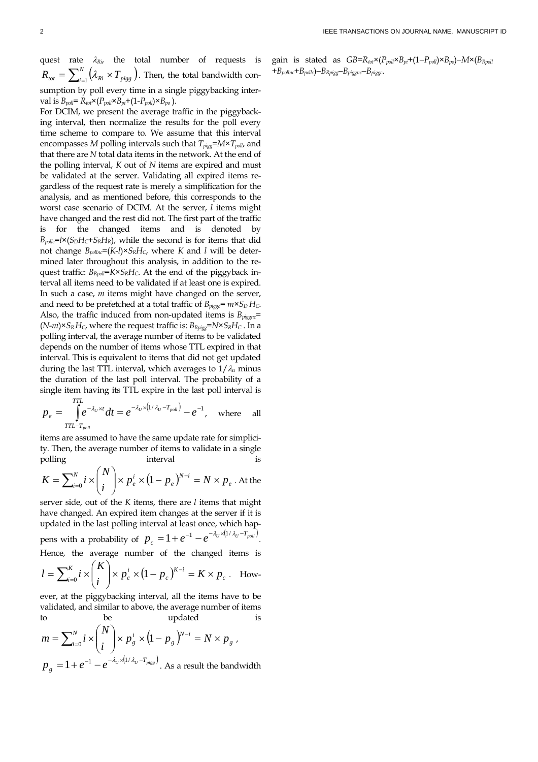quest rate $\lambda_{Ri}$, the total number of requests is $R_{tot} = \sum_{i=1}^{N} \left(\lambda_{Ri} \times T_{pigg}\right)$. Then, the total bandwidth consumption by poll every time in a single piggybacking interval is $B_{poll} = R_{tot} \times (P_{poll} \times B_{pi} + (1-P_{poll}) \times B_{po})$.

For DCIM, we present the average traffic in the piggybacking interval, then normalize the results for the poll every time scheme to compare to. We assume that this interval encompasses $M$ polling intervals such that $T_{pigg} = M \times T_{poll}$, and that there are $N$ total data items in the network. At the end of the polling interval, $K$ out of $N$ items are expired and must be validated at the server. Validating all expired items regardless of the request rate is merely a simplification for the analysis, and as mentioned before, this corresponds to the worst case scenario of DCIM. At the server, $l$ items might have changed and the rest did not. The first part of the traffic is for the changed items and is denoted by $B_{pollc} = l \times (S_D H_C + S_R H_R)$, while the second is for items that did not change $B_{pollnc} = (K-l) \times S_R H_C$, where $K$ and $l$ will be determined later throughout this analysis, in addition to the request traffic: $B_{Rpoll} = K \times S_R H_C$. At the end of the piggyback interval all items need to be validated if at least one is expired. In such a case, $m$ items might have changed on the server, and need to be prefetched at a total traffic of $B_{piggc} = m \times S_D H_C$. Also, the traffic induced from non-updated items is $B_{piggnc} = (N-m) \times S_R H_C$, where the request traffic is: $B_{Rpigg} = N \times S_R H_C$. In a polling interval, the average number of items to be validated depends on the number of items whose TTL expired in that interval. This is equivalent to items that did not get updated during the last TTL interval, which averages to $1/\lambda_u$ minus the duration of the last poll interval. The probability of a single item having its TTL expire in the last poll interval is

$$p_e = \int_{TTL-T_{poll}}^{TTL} e^{-\lambda_U \times t} dt = e^{-\lambda_U \times \left(1/\lambda_U - T_{poll}\right)} - e^{-1},$$

where all items are assumed to have the same update rate for simplicity. Then, the average number of items to validate in a single polling interval is

$$K = \sum_{i=0}^{N} i \times \binom{N}{i} \times p_e^i \times \left(1 - p_e\right)^{N-i} = N \times p_e .$$

At the server side, out of the $K$ items, there are $l$ items that might have changed. An expired item changes at the server if it is updated in the last polling interval at least once, which happens with a probability of $p_c = 1 + e^{-1} - e^{-\lambda_U \times \left(1/\lambda_U - T_{poll}\right)}$. Hence, the average number of the changed items is

$$l = \sum_{i=0}^{K} i \times \binom{K}{i} \times p_c^i \times \left(1 - p_c\right)^{K-i} = K \times p_c .$$

However, at the piggybacking interval, all the items have to be validated, and similar to above, the average number of items to be updated is

$$m = \sum_{i=0}^{N} i \times \binom{N}{i} \times p_g^i \times \left(1 - p_g\right)^{N-i} = N \times p_g ,$$

$$p_g = 1 + e^{-1} - e^{-\lambda_U \times \left(1/\lambda_U - T_{pigg}\right)} .$$

As a result the bandwidth gain is stated as $GB = R_{tot} \times (P_{poll} \times B_{pi} + (1-P_{poll}) \times B_{po}) - M \times (B_{Rpoll} + B_{pollnc} + B_{pollc}) - B_{Rpigg} - B_{piggnc} - B_{piggc}$.